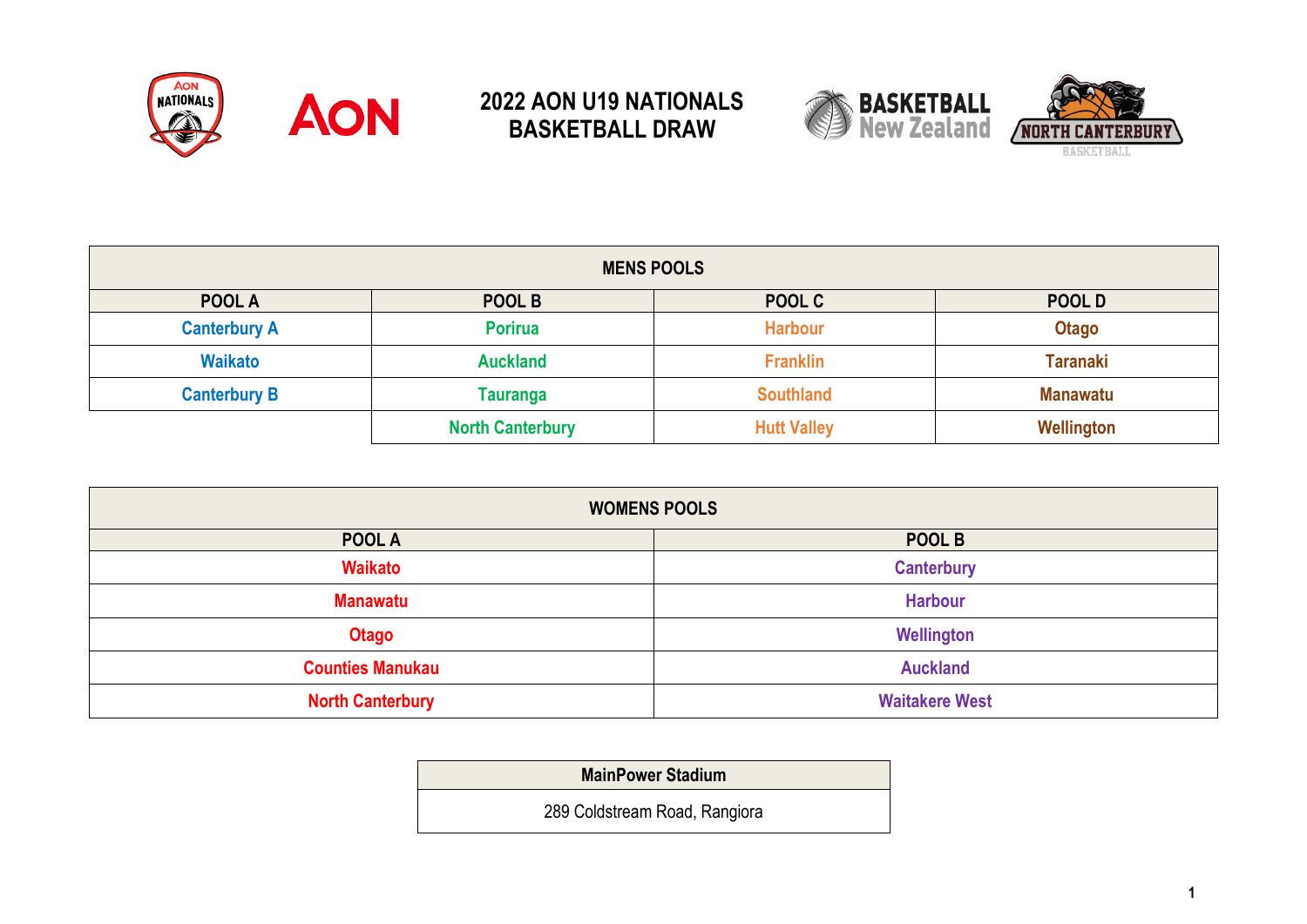# 2022 AON U19 NATIONALS BASKETBALL DRAW

| MENS POOLS | | | |
|---|---|---|---|
| **POOL A** | **POOL B** | **POOL C** | **POOL D** |
| Canterbury A | Porirua | Harbour | Otago |
| Waikato | Auckland | Franklin | Taranaki |
| Canterbury B | Tauranga | Southland | Manawatu |
| | North Canterbury | Hutt Valley | Wellington |

| WOMENS POOLS | |
|---|---|
| **POOL A** | **POOL B** |
| Waikato | Canterbury |
| Manawatu | Harbour |
| Otago | Wellington |
| Counties Manukau | Auckland |
| North Canterbury | Waitakere West |

| MainPower Stadium |
|---|
| 289 Coldstream Road, Rangiora |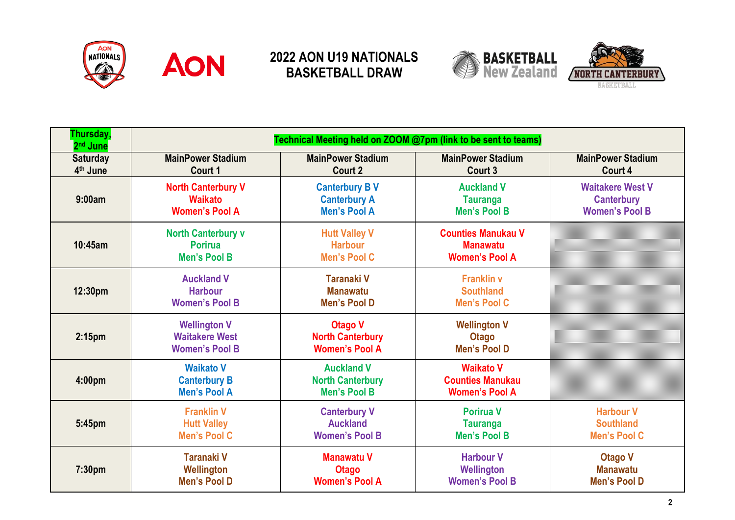# 2022 AON U19 NATIONALS BASKETBALL DRAW

| Thursday, 2nd June | Technical Meeting held on ZOOM @7pm (link to be sent to teams) | | | |
|---|---|---|---|---|
| **Saturday 4th June** | **MainPower Stadium Court 1** | **MainPower Stadium Court 2** | **MainPower Stadium Court 3** | **MainPower Stadium Court 4** |
| 9:00am | North Canterbury V Waikato Women's Pool A | Canterbury B V Canterbury A Men's Pool A | Auckland V Tauranga Men's Pool B | Waitakere West V Canterbury Women's Pool B |
| 10:45am | North Canterbury v Porirua Men's Pool B | Hutt Valley V Harbour Men's Pool C | Counties Manukau V Manawatu Women's Pool A | |
| 12:30pm | Auckland V Harbour Women's Pool B | Taranaki V Manawatu Men's Pool D | Franklin v Southland Men's Pool C | |
| 2:15pm | Wellington V Waitakere West Women's Pool B | Otago V North Canterbury Women's Pool A | Wellington V Otago Men's Pool D | |
| 4:00pm | Waikato V Canterbury B Men's Pool A | Auckland V North Canterbury Men's Pool B | Waikato V Counties Manukau Women's Pool A | |
| 5:45pm | Franklin V Hutt Valley Men's Pool C | Canterbury V Auckland Women's Pool B | Porirua V Tauranga Men's Pool B | Harbour V Southland Men's Pool C |
| 7:30pm | Taranaki V Wellington Men's Pool D | Manawatu V Otago Women's Pool A | Harbour V Wellington Women's Pool B | Otago V Manawatu Men's Pool D |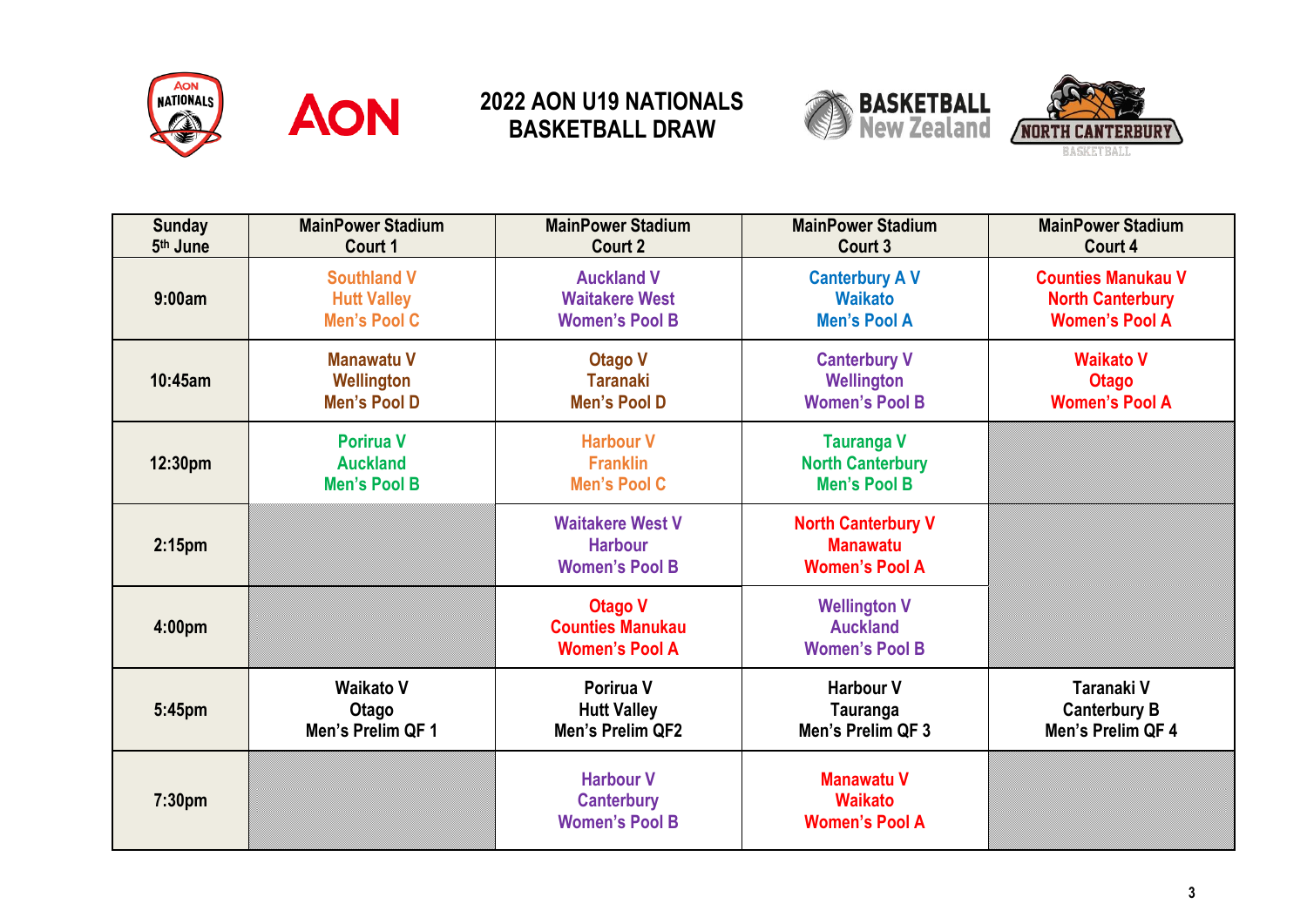# 2022 AON U19 NATIONALS BASKETBALL DRAW

| Sunday 5th June | MainPower Stadium Court 1 | MainPower Stadium Court 2 | MainPower Stadium Court 3 | MainPower Stadium Court 4 |
|---|---|---|---|---|
| 9:00am | Southland V Hutt Valley Men's Pool C | Auckland V Waitakere West Women's Pool B | Canterbury A V Waikato Men's Pool A | Counties Manukau V North Canterbury Women's Pool A |
| 10:45am | Manawatu V Wellington Men's Pool D | Otago V Taranaki Men's Pool D | Canterbury V Wellington Women's Pool B | Waikato V Otago Women's Pool A |
| 12:30pm | Porirua V Auckland Men's Pool B | Harbour V Franklin Men's Pool C | Tauranga V North Canterbury Men's Pool B | |
| 2:15pm | | Waitakere West V Harbour Women's Pool B | North Canterbury V Manawatu Women's Pool A | |
| 4:00pm | | Otago V Counties Manukau Women's Pool A | Wellington V Auckland Women's Pool B | |
| 5:45pm | Waikato V Otago Men's Prelim QF 1 | Porirua V Hutt Valley Men's Prelim QF2 | Harbour V Tauranga Men's Prelim QF 3 | Taranaki V Canterbury B Men's Prelim QF 4 |
| 7:30pm | | Harbour V Canterbury Women's Pool B | Manawatu V Waikato Women's Pool A | |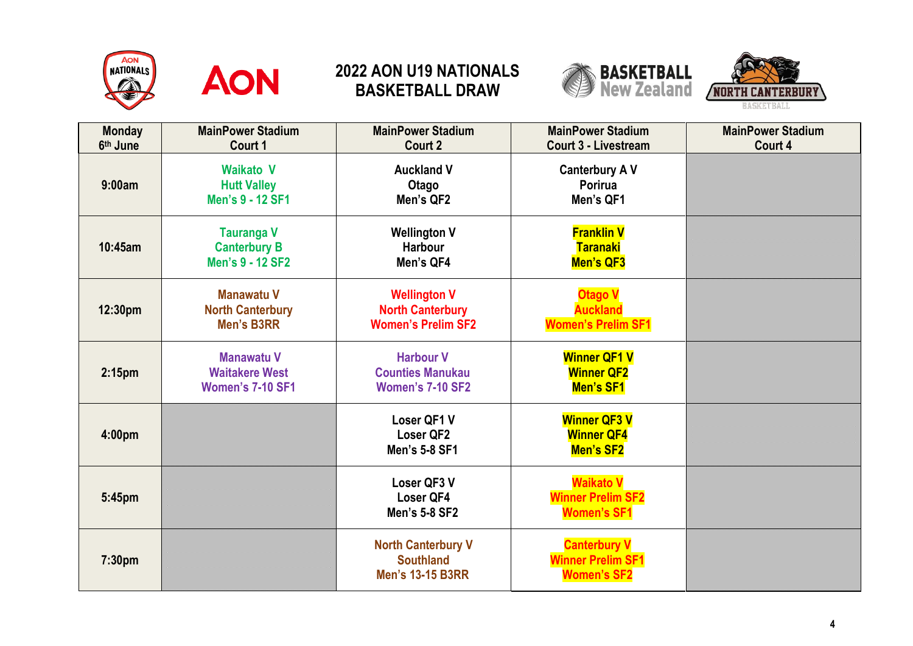# 2022 AON U19 NATIONALS BASKETBALL DRAW

| Monday 6th June | MainPower Stadium Court 1 | MainPower Stadium Court 2 | MainPower Stadium Court 3 - Livestream | MainPower Stadium Court 4 |
|---|---|---|---|---|
| 9:00am | Waikato V Hutt Valley Men's 9 - 12 SF1 | Auckland V Otago Men's QF2 | Canterbury A V Porirua Men's QF1 | |
| 10:45am | Tauranga V Canterbury B Men's 9 - 12 SF2 | Wellington V Harbour Men's QF4 | Franklin V Taranaki Men's QF3 | |
| 12:30pm | Manawatu V North Canterbury Men's B3RR | Wellington V North Canterbury Women's Prelim SF2 | Otago V Auckland Women's Prelim SF1 | |
| 2:15pm | Manawatu V Waitakere West Women's 7-10 SF1 | Harbour V Counties Manukau Women's 7-10 SF2 | Winner QF1 V Winner QF2 Men's SF1 | |
| 4:00pm | | Loser QF1 V Loser QF2 Men's 5-8 SF1 | Winner QF3 V Winner QF4 Men's SF2 | |
| 5:45pm | | Loser QF3 V Loser QF4 Men's 5-8 SF2 | Waikato V Winner Prelim SF2 Women's SF1 | |
| 7:30pm | | North Canterbury V Southland Men's 13-15 B3RR | Canterbury V Winner Prelim SF1 Women's SF2 | |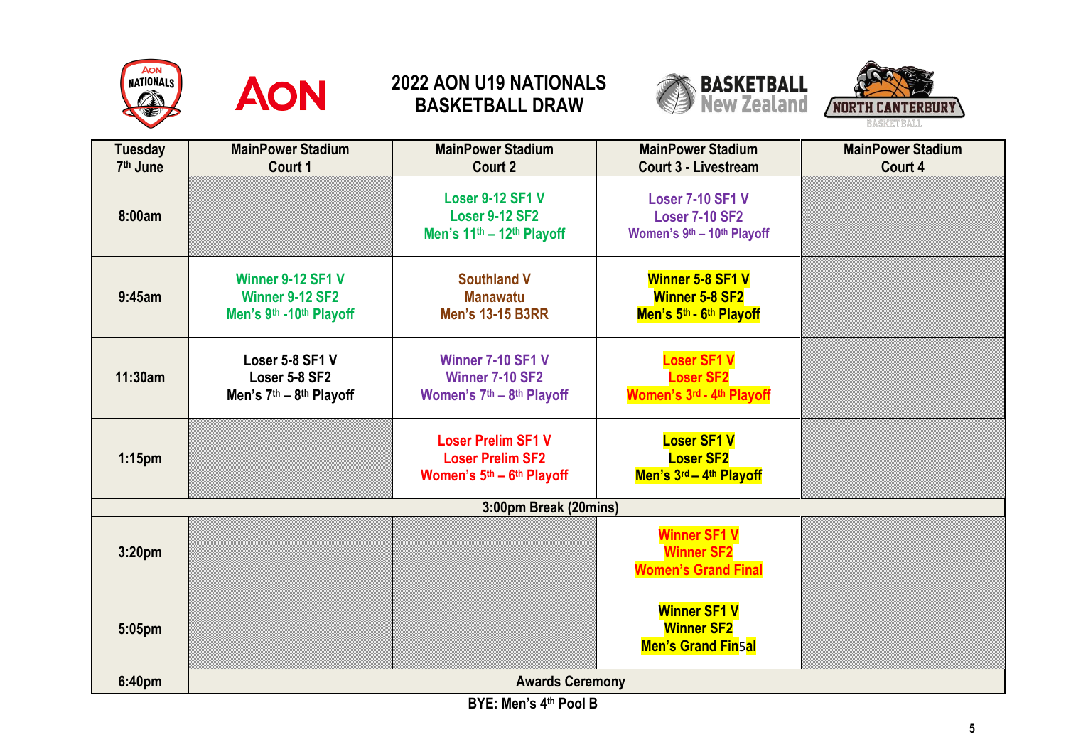# 2022 AON U19 NATIONALS BASKETBALL DRAW

| Tuesday 7th June | MainPower Stadium Court 1 | MainPower Stadium Court 2 | MainPower Stadium Court 3 - Livestream | MainPower Stadium Court 4 |
|---|---|---|---|---|
| 8:00am | | Loser 9-12 SF1 V Loser 9-12 SF2 Men's 11th – 12th Playoff | Loser 7-10 SF1 V Loser 7-10 SF2 Women's 9th – 10th Playoff | |
| 9:45am | Winner 9-12 SF1 V Winner 9-12 SF2 Men's 9th -10th Playoff | Southland V Manawatu Men's 13-15 B3RR | Winner 5-8 SF1 V Winner 5-8 SF2 Men's 5th - 6th Playoff | |
| 11:30am | Loser 5-8 SF1 V Loser 5-8 SF2 Men's 7th – 8th Playoff | Winner 7-10 SF1 V Winner 7-10 SF2 Women's 7th – 8th Playoff | Loser SF1 V Loser SF2 Women's 3rd - 4th Playoff | |
| 1:15pm | | Loser Prelim SF1 V Loser Prelim SF2 Women's 5th – 6th Playoff | Loser SF1 V Loser SF2 Men's 3rd – 4th Playoff | |
| 3:00pm Break (20mins) | | | | |
| 3:20pm | | | Winner SF1 V Winner SF2 Women's Grand Final | |
| 5:05pm | | | Winner SF1 V Winner SF2 Men's Grand Fin5al | |
| 6:40pm | Awards Ceremony | | | |

BYE: Men's 4th Pool B